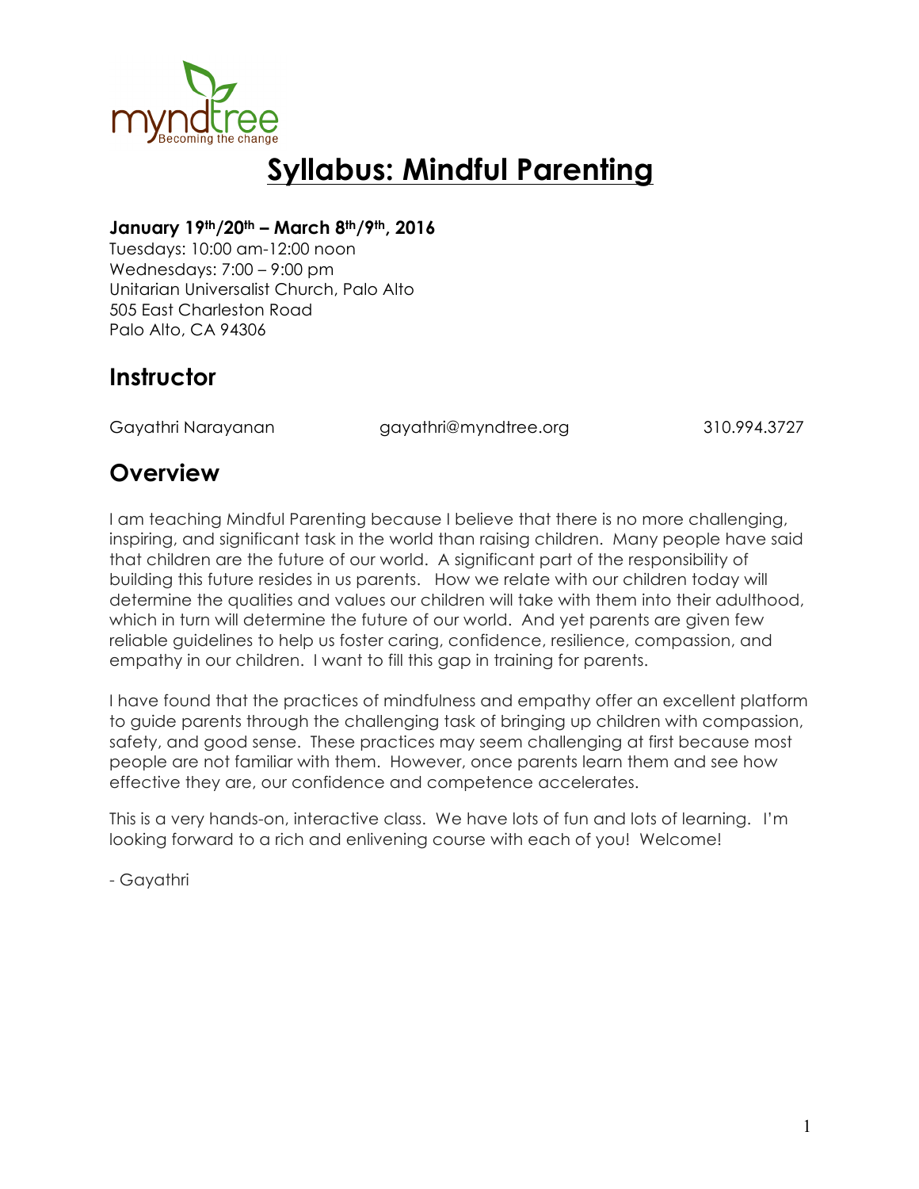# Syllabus: Mindful Parenting

**January 19th/20th – March 8th/9th, 2016**
Tuesdays: 10:00 am-12:00 noon
Wednesdays: 7:00 – 9:00 pm
Unitarian Universalist Church, Palo Alto
505 East Charleston Road
Palo Alto, CA 94306

## Instructor

Gayathri Narayanan gayathri@myndtree.org 310.994.3727

## Overview

I am teaching Mindful Parenting because I believe that there is no more challenging, inspiring, and significant task in the world than raising children. Many people have said that children are the future of our world. A significant part of the responsibility of building this future resides in us parents. How we relate with our children today will determine the qualities and values our children will take with them into their adulthood, which in turn will determine the future of our world. And yet parents are given few reliable guidelines to help us foster caring, confidence, resilience, compassion, and empathy in our children. I want to fill this gap in training for parents.

I have found that the practices of mindfulness and empathy offer an excellent platform to guide parents through the challenging task of bringing up children with compassion, safety, and good sense. These practices may seem challenging at first because most people are not familiar with them. However, once parents learn them and see how effective they are, our confidence and competence accelerates.

This is a very hands-on, interactive class. We have lots of fun and lots of learning. I'm looking forward to a rich and enlivening course with each of you! Welcome!

- Gayathri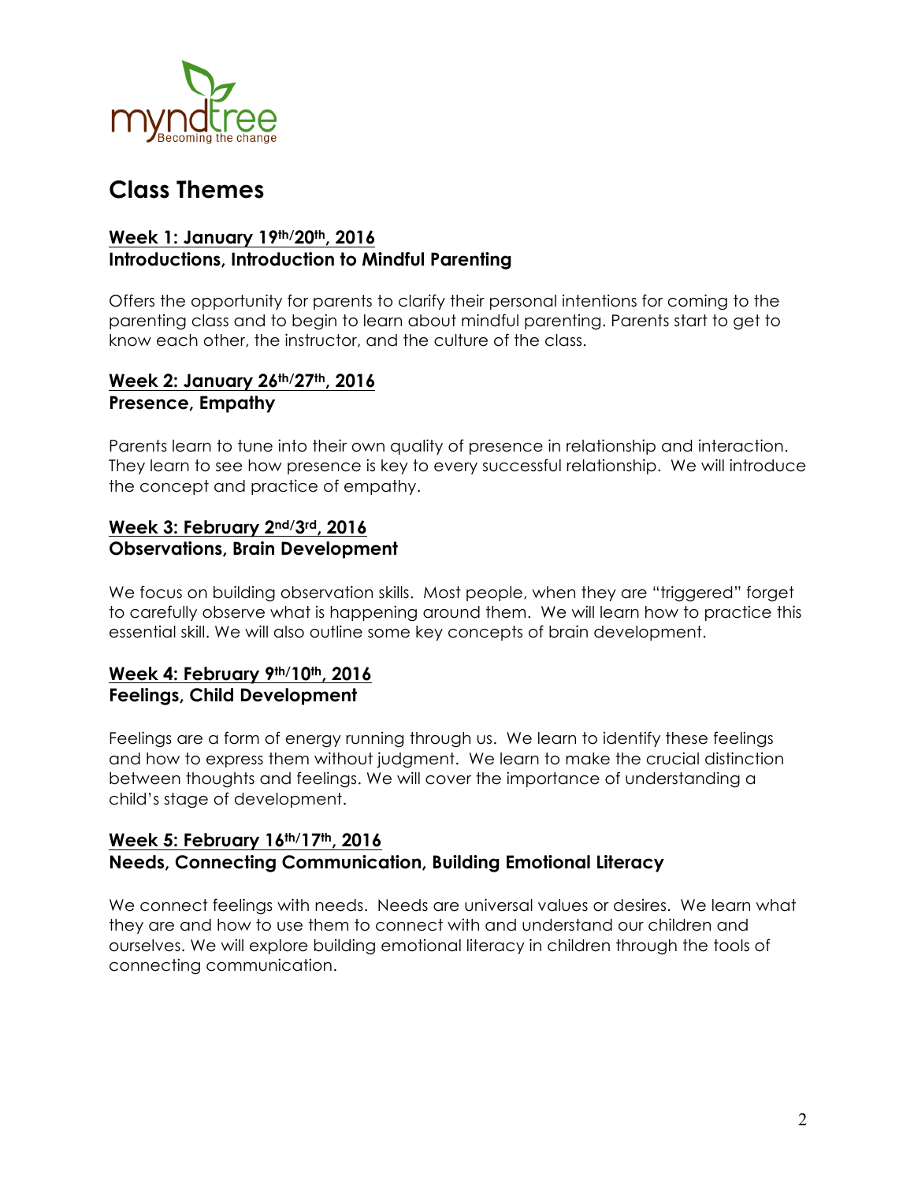# Class Themes

## Week 1: January 19th/20th, 2016
### Introductions, Introduction to Mindful Parenting

Offers the opportunity for parents to clarify their personal intentions for coming to the parenting class and to begin to learn about mindful parenting. Parents start to get to know each other, the instructor, and the culture of the class.

## Week 2: January 26th/27th, 2016
### Presence, Empathy

Parents learn to tune into their own quality of presence in relationship and interaction. They learn to see how presence is key to every successful relationship. We will introduce the concept and practice of empathy.

## Week 3: February 2nd/3rd, 2016
### Observations, Brain Development

We focus on building observation skills. Most people, when they are "triggered" forget to carefully observe what is happening around them. We will learn how to practice this essential skill. We will also outline some key concepts of brain development.

## Week 4: February 9th/10th, 2016
### Feelings, Child Development

Feelings are a form of energy running through us. We learn to identify these feelings and how to express them without judgment. We learn to make the crucial distinction between thoughts and feelings. We will cover the importance of understanding a child's stage of development.

## Week 5: February 16th/17th, 2016
### Needs, Connecting Communication, Building Emotional Literacy

We connect feelings with needs. Needs are universal values or desires. We learn what they are and how to use them to connect with and understand our children and ourselves. We will explore building emotional literacy in children through the tools of connecting communication.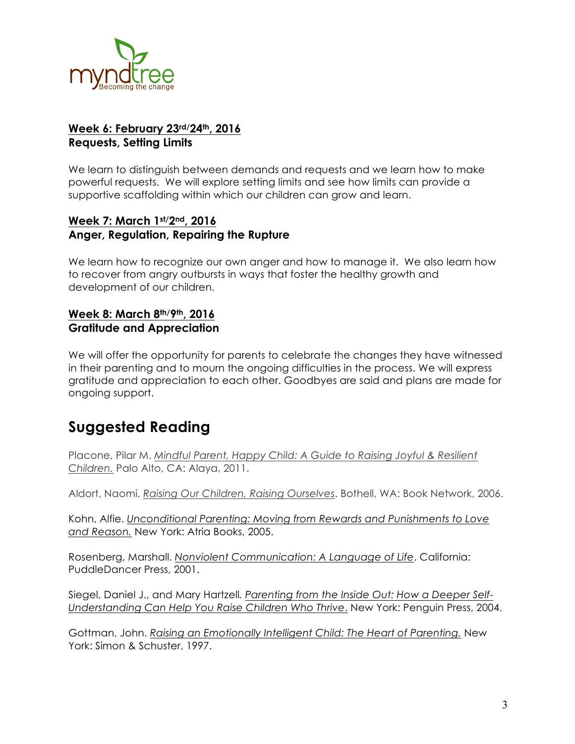mynd tree
Becoming the change

### Week 6: February 23rd/24th, 2016
**Requests, Setting Limits**

We learn to distinguish between demands and requests and we learn how to make powerful requests. We will explore setting limits and see how limits can provide a supportive scaffolding within which our children can grow and learn.

### Week 7: March 1st/2nd, 2016
**Anger, Regulation, Repairing the Rupture**

We learn how to recognize our own anger and how to manage it. We also learn how to recover from angry outbursts in ways that foster the healthy growth and development of our children.

### Week 8: March 8th/9th, 2016
**Gratitude and Appreciation**

We will offer the opportunity for parents to celebrate the changes they have witnessed in their parenting and to mourn the ongoing difficulties in the process. We will express gratitude and appreciation to each other. Goodbyes are said and plans are made for ongoing support.

## Suggested Reading

Placone, Pilar M. *Mindful Parent, Happy Child: A Guide to Raising Joyful & Resilient Children.* Palo Alto, CA: Alaya, 2011.

Aldort, Naomi. *Raising Our Children, Raising Ourselves*. Bothell, WA: Book Network, 2006.

Kohn, Alfie. *Unconditional Parenting: Moving from Rewards and Punishments to Love and Reason.* New York: Atria Books, 2005.

Rosenberg, Marshall. *Nonviolent Communication: A Language of Life*. California: PuddleDancer Press, 2001.

Siegel, Daniel J., and Mary Hartzell. *Parenting from the Inside Out: How a Deeper Self-Understanding Can Help You Raise Children Who Thrive*. New York: Penguin Press, 2004.

Gottman, John. *Raising an Emotionally Intelligent Child: The Heart of Parenting.* New York: Simon & Schuster, 1997.